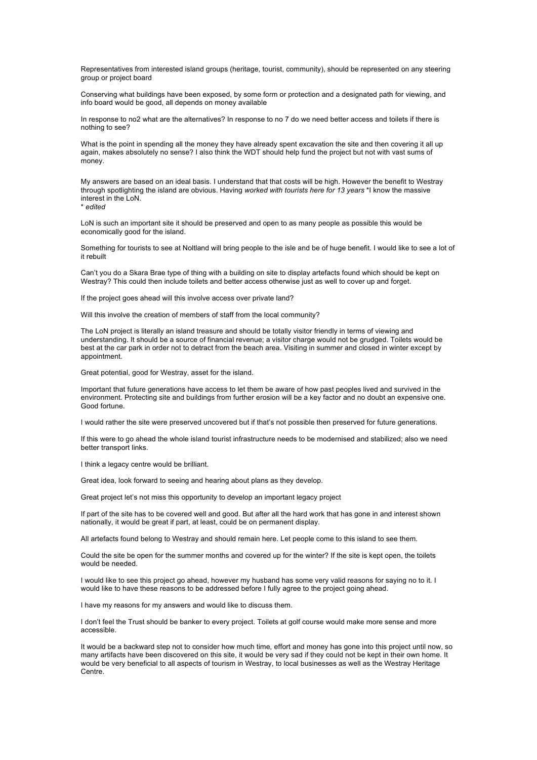Representatives from interested island groups (heritage, tourist, community), should be represented on any steering group or project board

Conserving what buildings have been exposed, by some form or protection and a designated path for viewing, and info board would be good, all depends on money available

In response to no2 what are the alternatives? In response to no 7 do we need better access and toilets if there is nothing to see?

What is the point in spending all the money they have already spent excavation the site and then covering it all up again, makes absolutely no sense? I also think the WDT should help fund the project but not with vast sums of money.

My answers are based on an ideal basis. I understand that that costs will be high. However the benefit to Westray through spotlighting the island are obvious. Having *worked with tourists here for 13 years* *I know the massive interest in the LoN.
\* *edited*

LoN is such an important site it should be preserved and open to as many people as possible this would be economically good for the island.

Something for tourists to see at Noltland will bring people to the isle and be of huge benefit. I would like to see a lot of it rebuilt

Can't you do a Skara Brae type of thing with a building on site to display artefacts found which should be kept on Westray? This could then include toilets and better access otherwise just as well to cover up and forget.

If the project goes ahead will this involve access over private land?

Will this involve the creation of members of staff from the local community?

The LoN project is literally an island treasure and should be totally visitor friendly in terms of viewing and understanding. It should be a source of financial revenue; a visitor charge would not be grudged. Toilets would be best at the car park in order not to detract from the beach area. Visiting in summer and closed in winter except by appointment.

Great potential, good for Westray, asset for the island.

Important that future generations have access to let them be aware of how past peoples lived and survived in the environment. Protecting site and buildings from further erosion will be a key factor and no doubt an expensive one. Good fortune.

I would rather the site were preserved uncovered but if that's not possible then preserved for future generations.

If this were to go ahead the whole island tourist infrastructure needs to be modernised and stabilized; also we need better transport links.

I think a legacy centre would be brilliant.

Great idea, look forward to seeing and hearing about plans as they develop.

Great project let's not miss this opportunity to develop an important legacy project

If part of the site has to be covered well and good. But after all the hard work that has gone in and interest shown nationally, it would be great if part, at least, could be on permanent display.

All artefacts found belong to Westray and should remain here. Let people come to this island to see them.

Could the site be open for the summer months and covered up for the winter? If the site is kept open, the toilets would be needed.

I would like to see this project go ahead, however my husband has some very valid reasons for saying no to it. I would like to have these reasons to be addressed before I fully agree to the project going ahead.

I have my reasons for my answers and would like to discuss them.

I don't feel the Trust should be banker to every project. Toilets at golf course would make more sense and more accessible.

It would be a backward step not to consider how much time, effort and money has gone into this project until now, so many artifacts have been discovered on this site, it would be very sad if they could not be kept in their own home. It would be very beneficial to all aspects of tourism in Westray, to local businesses as well as the Westray Heritage Centre.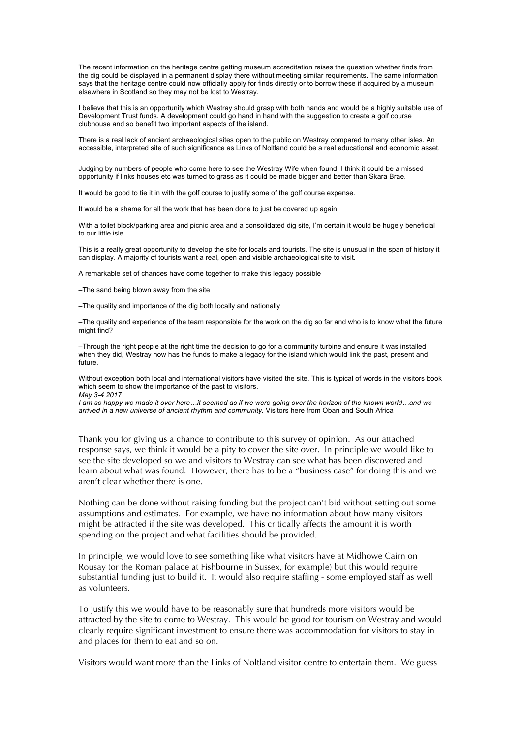The recent information on the heritage centre getting museum accreditation raises the question whether finds from the dig could be displayed in a permanent display there without meeting similar requirements. The same information says that the heritage centre could now officially apply for finds directly or to borrow these if acquired by a museum elsewhere in Scotland so they may not be lost to Westray.

I believe that this is an opportunity which Westray should grasp with both hands and would be a highly suitable use of Development Trust funds. A development could go hand in hand with the suggestion to create a golf course clubhouse and so benefit two important aspects of the island.

There is a real lack of ancient archaeological sites open to the public on Westray compared to many other isles. An accessible, interpreted site of such significance as Links of Noltland could be a real educational and economic asset.

Judging by numbers of people who come here to see the Westray Wife when found, I think it could be a missed opportunity if links houses etc was turned to grass as it could be made bigger and better than Skara Brae.

It would be good to tie it in with the golf course to justify some of the golf course expense.

It would be a shame for all the work that has been done to just be covered up again.

With a toilet block/parking area and picnic area and a consolidated dig site, I'm certain it would be hugely beneficial to our little isle.

This is a really great opportunity to develop the site for locals and tourists. The site is unusual in the span of history it can display. A majority of tourists want a real, open and visible archaeological site to visit.

A remarkable set of chances have come together to make this legacy possible

–The sand being blown away from the site

–The quality and importance of the dig both locally and nationally

–The quality and experience of the team responsible for the work on the dig so far and who is to know what the future might find?

–Through the right people at the right time the decision to go for a community turbine and ensure it was installed when they did, Westray now has the funds to make a legacy for the island which would link the past, present and future.

Without exception both local and international visitors have visited the site. This is typical of words in the visitors book which seem to show the importance of the past to visitors.
*May 3-4 2017*
*I am so happy we made it over here…it seemed as if we were going over the horizon of the known world…and we arrived in a new universe of ancient rhythm and community.* Visitors here from Oban and South Africa

Thank you for giving us a chance to contribute to this survey of opinion. As our attached response says, we think it would be a pity to cover the site over. In principle we would like to see the site developed so we and visitors to Westray can see what has been discovered and learn about what was found. However, there has to be a "business case" for doing this and we aren't clear whether there is one.

Nothing can be done without raising funding but the project can't bid without setting out some assumptions and estimates. For example, we have no information about how many visitors might be attracted if the site was developed. This critically affects the amount it is worth spending on the project and what facilities should be provided.

In principle, we would love to see something like what visitors have at Midhowe Cairn on Rousay (or the Roman palace at Fishbourne in Sussex, for example) but this would require substantial funding just to build it. It would also require staffing - some employed staff as well as volunteers.

To justify this we would have to be reasonably sure that hundreds more visitors would be attracted by the site to come to Westray. This would be good for tourism on Westray and would clearly require significant investment to ensure there was accommodation for visitors to stay in and places for them to eat and so on.

Visitors would want more than the Links of Noltland visitor centre to entertain them. We guess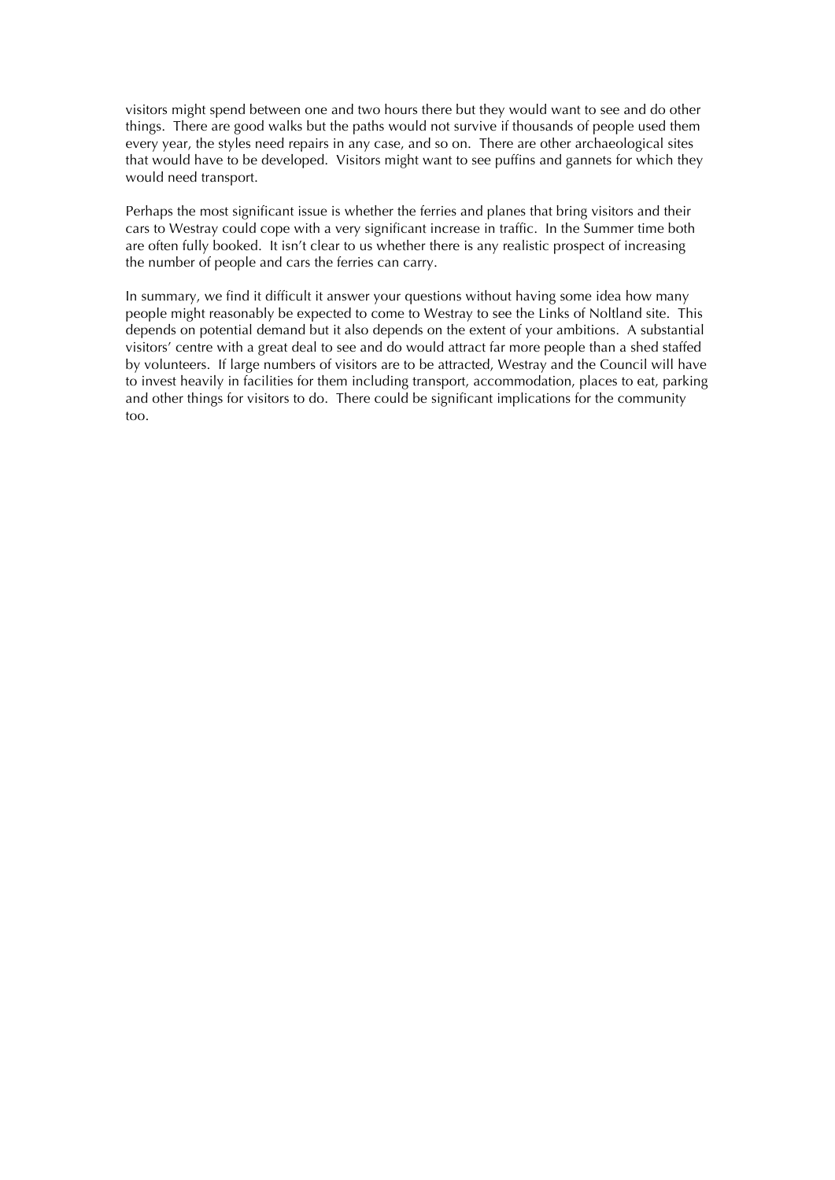visitors might spend between one and two hours there but they would want to see and do other things. There are good walks but the paths would not survive if thousands of people used them every year, the styles need repairs in any case, and so on. There are other archaeological sites that would have to be developed. Visitors might want to see puffins and gannets for which they would need transport.

Perhaps the most significant issue is whether the ferries and planes that bring visitors and their cars to Westray could cope with a very significant increase in traffic. In the Summer time both are often fully booked. It isn't clear to us whether there is any realistic prospect of increasing the number of people and cars the ferries can carry.

In summary, we find it difficult it answer your questions without having some idea how many people might reasonably be expected to come to Westray to see the Links of Noltland site. This depends on potential demand but it also depends on the extent of your ambitions. A substantial visitors' centre with a great deal to see and do would attract far more people than a shed staffed by volunteers. If large numbers of visitors are to be attracted, Westray and the Council will have to invest heavily in facilities for them including transport, accommodation, places to eat, parking and other things for visitors to do. There could be significant implications for the community too.